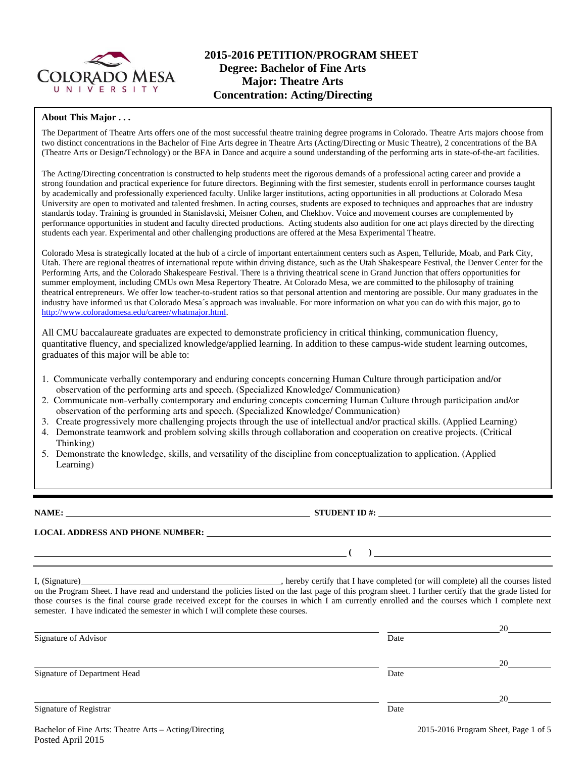# 2015-2016 PETITION/PROGRAM SHEET
## Degree: Bachelor of Fine Arts
## Major: Theatre Arts
## Concentration: Acting/Directing

**About This Major . . .**

The Department of Theatre Arts offers one of the most successful theatre training degree programs in Colorado. Theatre Arts majors choose from two distinct concentrations in the Bachelor of Fine Arts degree in Theatre Arts (Acting/Directing or Music Theatre), 2 concentrations of the BA (Theatre Arts or Design/Technology) or the BFA in Dance and acquire a sound understanding of the performing arts in state-of-the-art facilities.

The Acting/Directing concentration is constructed to help students meet the rigorous demands of a professional acting career and provide a strong foundation and practical experience for future directors. Beginning with the first semester, students enroll in performance courses taught by academically and professionally experienced faculty. Unlike larger institutions, acting opportunities in all productions at Colorado Mesa University are open to motivated and talented freshmen. In acting courses, students are exposed to techniques and approaches that are industry standards today. Training is grounded in Stanislavski, Meisner Cohen, and Chekhov. Voice and movement courses are complemented by performance opportunities in student and faculty directed productions. Acting students also audition for one act plays directed by the directing students each year. Experimental and other challenging productions are offered at the Mesa Experimental Theatre.

Colorado Mesa is strategically located at the hub of a circle of important entertainment centers such as Aspen, Telluride, Moab, and Park City, Utah. There are regional theatres of international repute within driving distance, such as the Utah Shakespeare Festival, the Denver Center for the Performing Arts, and the Colorado Shakespeare Festival. There is a thriving theatrical scene in Grand Junction that offers opportunities for summer employment, including CMUs own Mesa Repertory Theatre. At Colorado Mesa, we are committed to the philosophy of training theatrical entrepreneurs. We offer low teacher-to-student ratios so that personal attention and mentoring are possible. Our many graduates in the industry have informed us that Colorado Mesa´s approach was invaluable. For more information on what you can do with this major, go to http://www.coloradomesa.edu/career/whatmajor.html.

All CMU baccalaureate graduates are expected to demonstrate proficiency in critical thinking, communication fluency, quantitative fluency, and specialized knowledge/applied learning. In addition to these campus-wide student learning outcomes, graduates of this major will be able to:

1. Communicate verbally contemporary and enduring concepts concerning Human Culture through participation and/or observation of the performing arts and speech. (Specialized Knowledge/ Communication)
2. Communicate non-verbally contemporary and enduring concepts concerning Human Culture through participation and/or observation of the performing arts and speech. (Specialized Knowledge/ Communication)
3. Create progressively more challenging projects through the use of intellectual and/or practical skills. (Applied Learning)
4. Demonstrate teamwork and problem solving skills through collaboration and cooperation on creative projects. (Critical Thinking)
5. Demonstrate the knowledge, skills, and versatility of the discipline from conceptualization to application. (Applied Learning)

---

**NAME:** ______________________________ **STUDENT ID #:** ______________________________

**LOCAL ADDRESS AND PHONE NUMBER:** ______________________________

______________________________ **(    )** ______________________________

I, (Signature)______________________________, hereby certify that I have completed (or will complete) all the courses listed on the Program Sheet. I have read and understand the policies listed on the last page of this program sheet. I further certify that the grade listed for those courses is the final course grade received except for the courses in which I am currently enrolled and the courses which I complete next semester. I have indicated the semester in which I will complete these courses.

______________________________ ______________ 20______
Signature of Advisor Date

______________________________ ______________ 20______
Signature of Department Head Date

______________________________ ______________ 20______
Signature of Registrar Date

Posted April 2015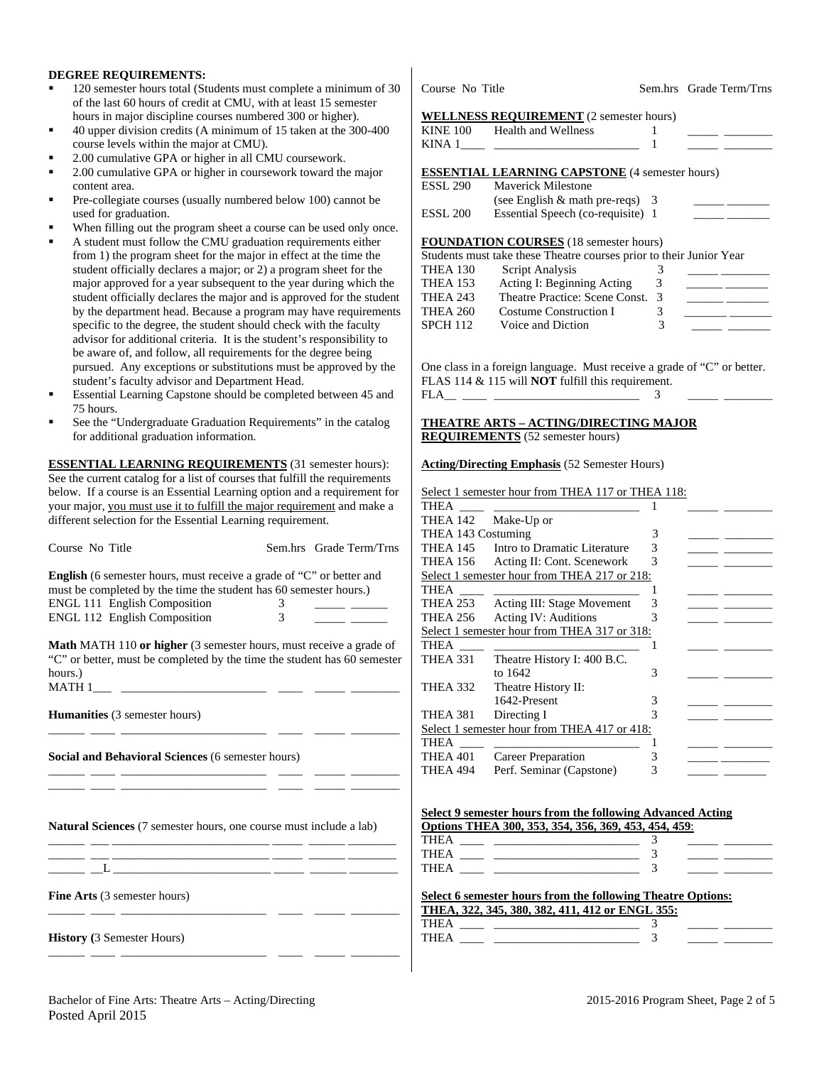**DEGREE REQUIREMENTS:**

- 120 semester hours total (Students must complete a minimum of 30 of the last 60 hours of credit at CMU, with at least 15 semester hours in major discipline courses numbered 300 or higher).
- 40 upper division credits (A minimum of 15 taken at the 300-400 course levels within the major at CMU).
- 2.00 cumulative GPA or higher in all CMU coursework.
- 2.00 cumulative GPA or higher in coursework toward the major content area.
- Pre-collegiate courses (usually numbered below 100) cannot be used for graduation.
- When filling out the program sheet a course can be used only once.
- A student must follow the CMU graduation requirements either from 1) the program sheet for the major in effect at the time the student officially declares a major; or 2) a program sheet for the major approved for a year subsequent to the year during which the student officially declares the major and is approved for the student by the department head. Because a program may have requirements specific to the degree, the student should check with the faculty advisor for additional criteria. It is the student's responsibility to be aware of, and follow, all requirements for the degree being pursued. Any exceptions or substitutions must be approved by the student's faculty advisor and Department Head.
- Essential Learning Capstone should be completed between 45 and 75 hours.
- See the "Undergraduate Graduation Requirements" in the catalog for additional graduation information.

**ESSENTIAL LEARNING REQUIREMENTS** (31 semester hours): See the current catalog for a list of courses that fulfill the requirements below. If a course is an Essential Learning option and a requirement for your major, you must use it to fulfill the major requirement and make a different selection for the Essential Learning requirement.

Course No Title Sem.hrs Grade Term/Trns

**English** (6 semester hours, must receive a grade of "C" or better and must be completed by the time the student has 60 semester hours.)

| Course | Title | Sem.hrs | Grade | Term/Trns |
|---|---|---|---|---|
| ENGL 111 | English Composition | 3 | | |
| ENGL 112 | English Composition | 3 | | |

**Math** MATH 110 **or higher** (3 semester hours, must receive a grade of "C" or better, must be completed by the time the student has 60 semester hours.)

MATH 1___ ________________________ ____ _____ ________

**Humanities** (3 semester hours)

______ ____ ________________________ ____ _____ ________

**Social and Behavioral Sciences** (6 semester hours)

______ ____ ________________________ ____ _____ ________
______ ____ ________________________ ____ _____ ________

**Natural Sciences** (7 semester hours, one course must include a lab)

______ ___ ________________________ _____ ______ ________
______ ___ ________________________ _____ ______ ________
______ __L ________________________ _____ ______ ________

**Fine Arts** (3 semester hours)

______ ____ ________________________ ____ _____ ________

**History (**3 Semester Hours)

______ ____ ________________________ ____ _____ ________

Course No Title Sem.hrs Grade Term/Trns

**WELLNESS REQUIREMENT** (2 semester hours)

| Course | Title | Sem.hrs | Grade | Term/Trns |
|---|---|---|---|---|
| KINE 100 | Health and Wellness | 1 | | |
| KINA 1____ | ________________________ | 1 | | |

**ESSENTIAL LEARNING CAPSTONE** (4 semester hours)

| Course | Title | Sem.hrs | Grade | Term/Trns |
|---|---|---|---|---|
| ESSL 290 | Maverick Milestone (see English & math pre-reqs) | 3 | | |
| ESSL 200 | Essential Speech (co-requisite) | 1 | | |

**FOUNDATION COURSES** (18 semester hours)

Students must take these Theatre courses prior to their Junior Year

| Course | Title | Sem.hrs | Grade | Term/Trns |
|---|---|---|---|---|
| THEA 130 | Script Analysis | 3 | | |
| THEA 153 | Acting I: Beginning Acting | 3 | | |
| THEA 243 | Theatre Practice: Scene Const. | 3 | | |
| THEA 260 | Costume Construction I | 3 | | |
| SPCH 112 | Voice and Diction | 3 | | |

One class in a foreign language. Must receive a grade of "C" or better. FLAS 114 & 115 will **NOT** fulfill this requirement.

FLA__ ____ ________________________ 3 _____ ________

**THEATRE ARTS – ACTING/DIRECTING MAJOR REQUIREMENTS** (52 semester hours)

**Acting/Directing Emphasis** (52 Semester Hours)

| Course | Title | Sem.hrs | Grade | Term/Trns |
|---|---|---|---|---|
| Select 1 semester hour from THEA 117 or THEA 118: | | | | |
| THEA ____ | ________________________ | 1 | | |
| THEA 142 | Make-Up or | | | |
| THEA 143 | Costuming | 3 | | |
| THEA 145 | Intro to Dramatic Literature | 3 | | |
| THEA 156 | Acting II: Cont. Scenework | 3 | | |
| Select 1 semester hour from THEA 217 or 218: | | | | |
| THEA ____ | ________________________ | 1 | | |
| THEA 253 | Acting III: Stage Movement | 3 | | |
| THEA 256 | Acting IV: Auditions | 3 | | |
| Select 1 semester hour from THEA 317 or 318: | | | | |
| THEA ____ | ________________________ | 1 | | |
| THEA 331 | Theatre History I: 400 B.C. to 1642 | 3 | | |
| THEA 332 | Theatre History II: 1642-Present | 3 | | |
| THEA 381 | Directing I | 3 | | |
| Select 1 semester hour from THEA 417 or 418: | | | | |
| THEA ____ | ________________________ | 1 | | |
| THEA 401 | Career Preparation | 3 | | |
| THEA 494 | Perf. Seminar (Capstone) | 3 | | |

**Select 9 semester hours from the following Advanced Acting Options THEA 300, 353, 354, 356, 369, 453, 454, 459**:

| Course | Title | Sem.hrs | Grade | Term/Trns |
|---|---|---|---|---|
| THEA ____ | ________________________ | 3 | | |
| THEA ____ | ________________________ | 3 | | |
| THEA ____ | ________________________ | 3 | | |

**Select 6 semester hours from the following Theatre Options: THEA, 322, 345, 380, 382, 411, 412 or ENGL 355:**

| Course | Title | Sem.hrs | Grade | Term/Trns |
|---|---|---|---|---|
| THEA ____ | ________________________ | 3 | | |
| THEA ____ | ________________________ | 3 | | |

Bachelor of Fine Arts: Theatre Arts – Acting/Directing
Posted April 2015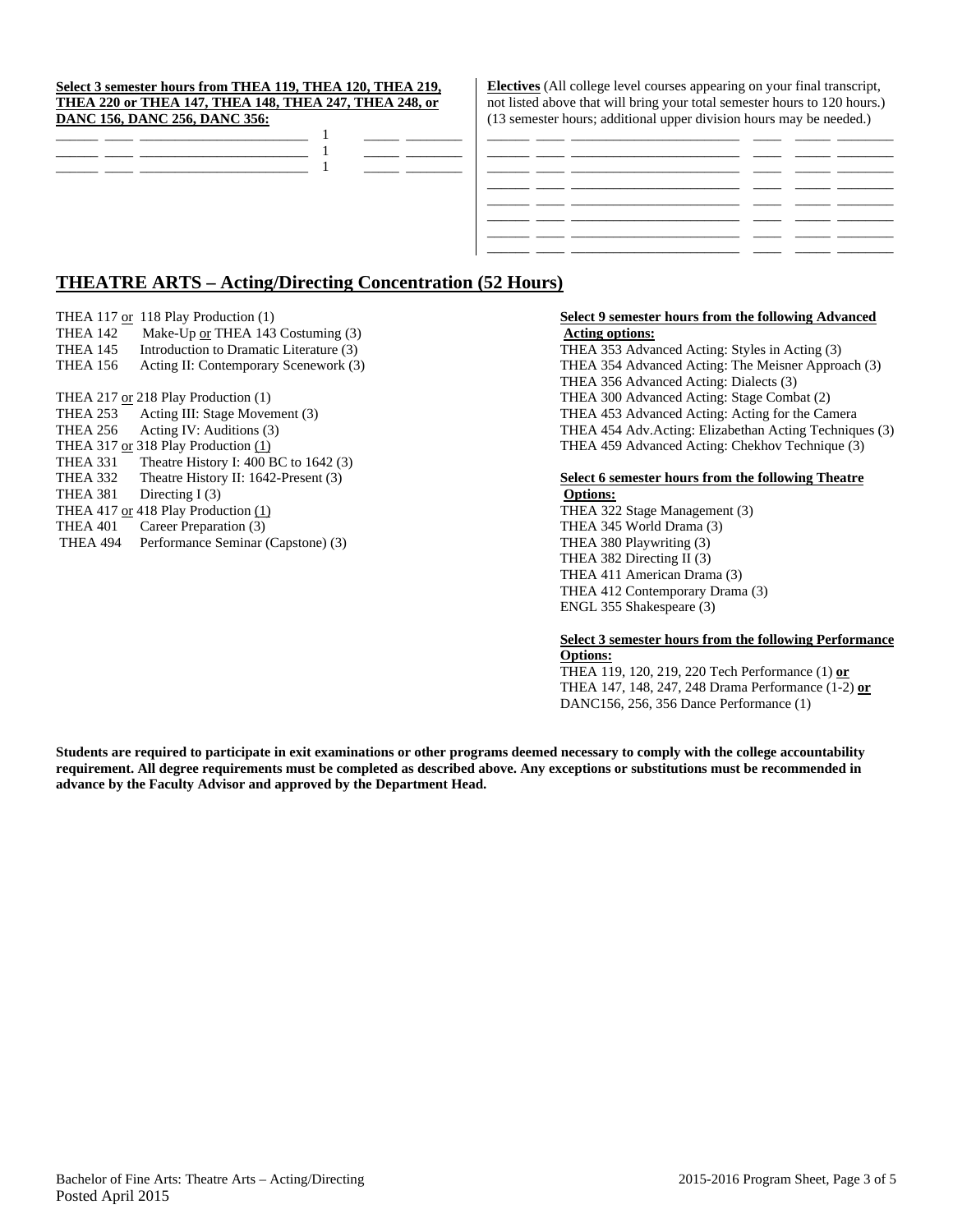**Select 3 semester hours from THEA 119, THEA 120, THEA 219, THEA 220 or THEA 147, THEA 148, THEA 247, THEA 248, or DANC 156, DANC 256, DANC 356:**

| | | | | | |
|---|---|---|---|---|---|
| ______ | ____ | ______________________ | 1 | _____ | ________ |
| ______ | ____ | ______________________ | 1 | _____ | ________ |
| ______ | ____ | ______________________ | 1 | _____ | ________ |

**Electives** (All college level courses appearing on your final transcript, not listed above that will bring your total semester hours to 120 hours.) (13 semester hours; additional upper division hours may be needed.)

| | | | | | |
|---|---|---|---|---|---|
| ______ | ____ | ______________________ | ____ | _____ | ________ |
| ______ | ____ | ______________________ | ____ | _____ | ________ |
| ______ | ____ | ______________________ | ____ | _____ | ________ |
| ______ | ____ | ______________________ | ____ | _____ | ________ |
| ______ | ____ | ______________________ | ____ | _____ | ________ |
| ______ | ____ | ______________________ | ____ | _____ | ________ |
| ______ | ____ | ______________________ | ____ | _____ | ________ |

## THEATRE ARTS – Acting/Directing Concentration (52 Hours)

THEA 117 or 118 Play Production (1)
THEA 142 Make-Up or THEA 143 Costuming (3)
THEA 145 Introduction to Dramatic Literature (3)
THEA 156 Acting II: Contemporary Scenework (3)

THEA 217 or 218 Play Production (1)
THEA 253 Acting III: Stage Movement (3)
THEA 256 Acting IV: Auditions (3)
THEA 317 or 318 Play Production (1)
THEA 331 Theatre History I: 400 BC to 1642 (3)
THEA 332 Theatre History II: 1642-Present (3)
THEA 381 Directing I (3)
THEA 417 or 418 Play Production (1)
THEA 401 Career Preparation (3)
THEA 494 Performance Seminar (Capstone) (3)

**Select 9 semester hours from the following Advanced Acting options:**
THEA 353 Advanced Acting: Styles in Acting (3)
THEA 354 Advanced Acting: The Meisner Approach (3)
THEA 356 Advanced Acting: Dialects (3)
THEA 300 Advanced Acting: Stage Combat (2)
THEA 453 Advanced Acting: Acting for the Camera
THEA 454 Adv.Acting: Elizabethan Acting Techniques (3)
THEA 459 Advanced Acting: Chekhov Technique (3)

**Select 6 semester hours from the following Theatre Options:**
THEA 322 Stage Management (3)
THEA 345 World Drama (3)
THEA 380 Playwriting (3)
THEA 382 Directing II (3)
THEA 411 American Drama (3)
THEA 412 Contemporary Drama (3)
ENGL 355 Shakespeare (3)

**Select 3 semester hours from the following Performance Options:**
THEA 119, 120, 219, 220 Tech Performance (1) **or**
THEA 147, 148, 247, 248 Drama Performance (1-2) **or**
DANC156, 256, 356 Dance Performance (1)

**Students are required to participate in exit examinations or other programs deemed necessary to comply with the college accountability requirement. All degree requirements must be completed as described above. Any exceptions or substitutions must be recommended in advance by the Faculty Advisor and approved by the Department Head.**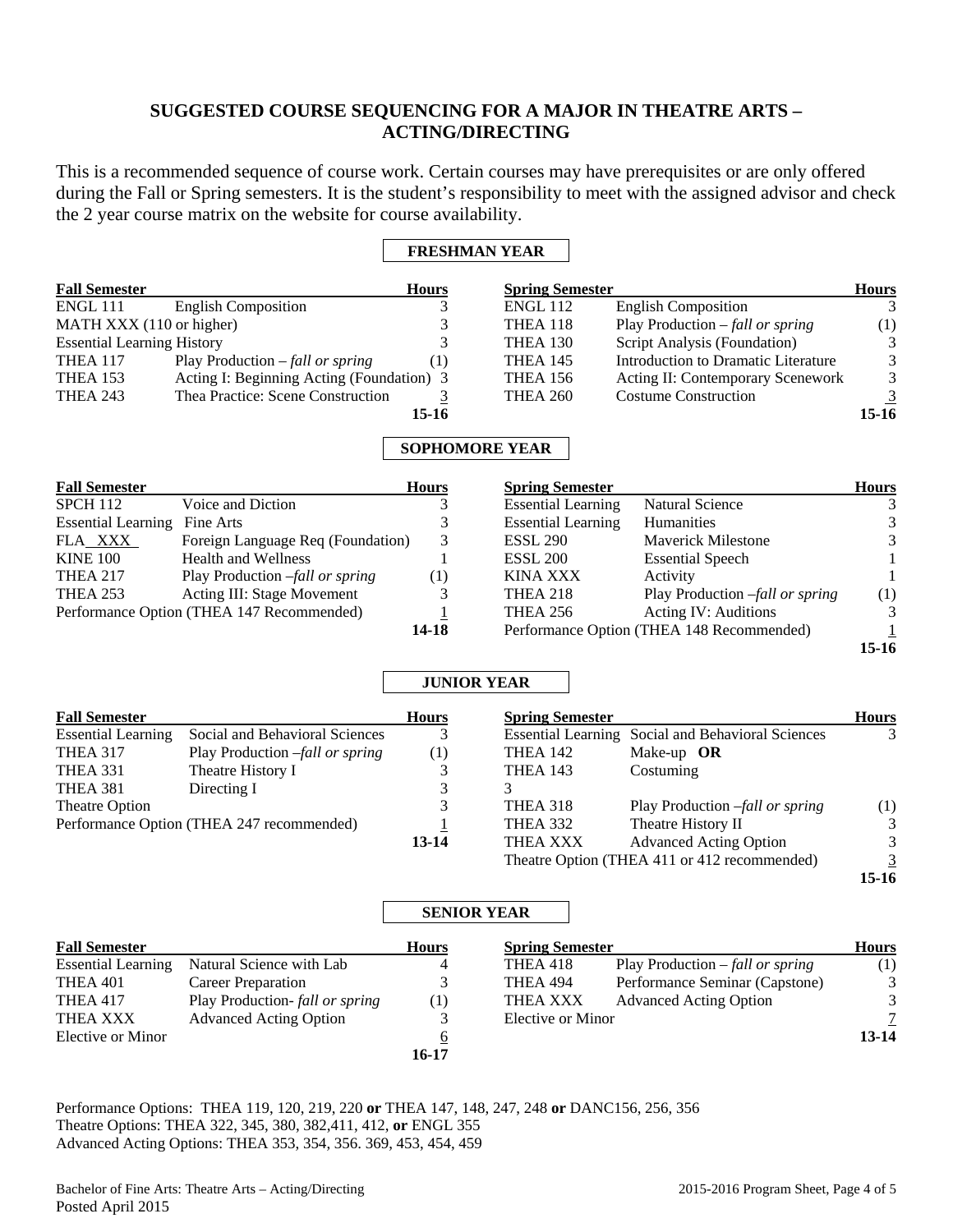## SUGGESTED COURSE SEQUENCING FOR A MAJOR IN THEATRE ARTS – ACTING/DIRECTING

This is a recommended sequence of course work. Certain courses may have prerequisites or are only offered during the Fall or Spring semesters. It is the student's responsibility to meet with the assigned advisor and check the 2 year course matrix on the website for course availability.

### FRESHMAN YEAR

| Fall Semester | | Hours | Spring Semester | | Hours |
|---|---|---|---|---|---|
| ENGL 111 | English Composition | 3 | ENGL 112 | English Composition | 3 |
| MATH XXX (110 or higher) | | 3 | THEA 118 | Play Production – *fall or spring* | (1) |
| Essential Learning History | | 3 | THEA 130 | Script Analysis (Foundation) | 3 |
| THEA 117 | Play Production – *fall or spring* | (1) | THEA 145 | Introduction to Dramatic Literature | 3 |
| THEA 153 | Acting I: Beginning Acting (Foundation) | 3 | THEA 156 | Acting II: Contemporary Scenework | 3 |
| THEA 243 | Thea Practice: Scene Construction | 3 | THEA 260 | Costume Construction | 3 |
| | | **15-16** | | | **15-16** |

### SOPHOMORE YEAR

| Fall Semester | | Hours | Spring Semester | | Hours |
|---|---|---|---|---|---|
| SPCH 112 | Voice and Diction | 3 | Essential Learning | Natural Science | 3 |
| Essential Learning | Fine Arts | 3 | Essential Learning | Humanities | 3 |
| FLA XXX | Foreign Language Req (Foundation) | 3 | ESSL 290 | Maverick Milestone | 3 |
| KINE 100 | Health and Wellness | 1 | ESSL 200 | Essential Speech | 1 |
| THEA 217 | Play Production –*fall or spring* | (1) | KINA XXX | Activity | 1 |
| THEA 253 | Acting III: Stage Movement | 3 | THEA 218 | Play Production –*fall or spring* | (1) |
| Performance Option (THEA 147 Recommended) | | 1 | THEA 256 | Acting IV: Auditions | 3 |
| | | **14-18** | Performance Option (THEA 148 Recommended) | | 1 |
| | | | | | **15-16** |

### JUNIOR YEAR

| Fall Semester | | Hours | Spring Semester | | Hours |
|---|---|---|---|---|---|
| Essential Learning | Social and Behavioral Sciences | 3 | Essential Learning | Social and Behavioral Sciences | 3 |
| THEA 317 | Play Production –*fall or spring* | (1) | THEA 142 | Make-up **OR** | |
| THEA 331 | Theatre History I | 3 | THEA 143 | Costuming | |
| THEA 381 | Directing I | 3 | 3 | | |
| Theatre Option | | 3 | THEA 318 | Play Production –*fall or spring* | (1) |
| Performance Option (THEA 247 recommended) | | 1 | THEA 332 | Theatre History II | 3 |
| | | **13-14** | THEA XXX | Advanced Acting Option | 3 |
| | | | Theatre Option (THEA 411 or 412 recommended) | | 3 |
| | | | | | **15-16** |

### SENIOR YEAR

| Fall Semester | | Hours | Spring Semester | | Hours |
|---|---|---|---|---|---|
| Essential Learning | Natural Science with Lab | 4 | THEA 418 | Play Production – *fall or spring* | (1) |
| THEA 401 | Career Preparation | 3 | THEA 494 | Performance Seminar (Capstone) | 3 |
| THEA 417 | Play Production- *fall or spring* | (1) | THEA XXX | Advanced Acting Option | 3 |
| THEA XXX | Advanced Acting Option | 3 | Elective or Minor | | 7 |
| Elective or Minor | | 6 | | | **13-14** |
| | | **16-17** | | | |

Performance Options: THEA 119, 120, 219, 220 **or** THEA 147, 148, 247, 248 **or** DANC156, 256, 356
Theatre Options: THEA 322, 345, 380, 382,411, 412, **or** ENGL 355
Advanced Acting Options: THEA 353, 354, 356. 369, 453, 454, 459

Bachelor of Fine Arts: Theatre Arts – Acting/Directing
Posted April 2015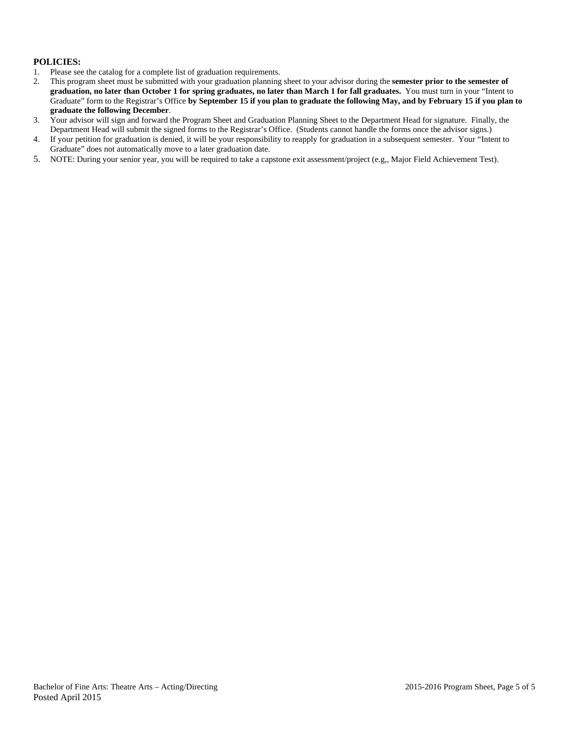**POLICIES:**

1. Please see the catalog for a complete list of graduation requirements.
2. This program sheet must be submitted with your graduation planning sheet to your advisor during the **semester prior to the semester of graduation, no later than October 1 for spring graduates, no later than March 1 for fall graduates.** You must turn in your "Intent to Graduate" form to the Registrar's Office **by September 15 if you plan to graduate the following May, and by February 15 if you plan to graduate the following December**.
3. Your advisor will sign and forward the Program Sheet and Graduation Planning Sheet to the Department Head for signature. Finally, the Department Head will submit the signed forms to the Registrar's Office. (Students cannot handle the forms once the advisor signs.)
4. If your petition for graduation is denied, it will be your responsibility to reapply for graduation in a subsequent semester. Your "Intent to Graduate" does not automatically move to a later graduation date.
5. NOTE: During your senior year, you will be required to take a capstone exit assessment/project (e.g,, Major Field Achievement Test).

Posted April 2015